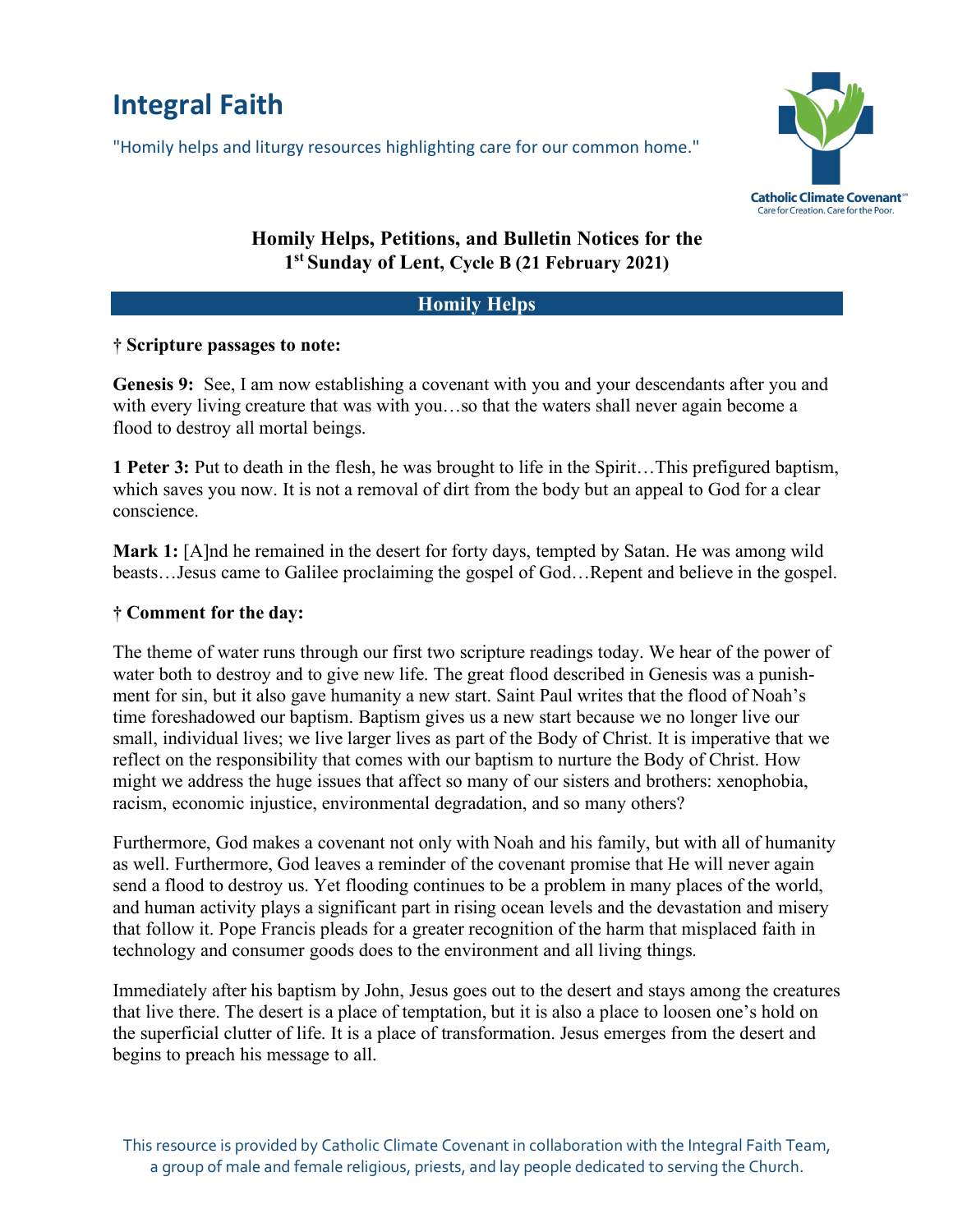# Integral Faith

"Homily helps and liturgy resources highlighting care for our common home."

Catholic Climate Covenant
Care for Creation. Care for the Poor.

## Homily Helps, Petitions, and Bulletin Notices for the 1st Sunday of Lent, Cycle B (21 February 2021)

## Homily Helps

**† Scripture passages to note:**

**Genesis 9:** See, I am now establishing a covenant with you and your descendants after you and with every living creature that was with you…so that the waters shall never again become a flood to destroy all mortal beings.

**1 Peter 3:** Put to death in the flesh, he was brought to life in the Spirit…This prefigured baptism, which saves you now. It is not a removal of dirt from the body but an appeal to God for a clear conscience.

**Mark 1:** [A]nd he remained in the desert for forty days, tempted by Satan. He was among wild beasts…Jesus came to Galilee proclaiming the gospel of God…Repent and believe in the gospel.

**† Comment for the day:**

The theme of water runs through our first two scripture readings today. We hear of the power of water both to destroy and to give new life. The great flood described in Genesis was a punishment for sin, but it also gave humanity a new start. Saint Paul writes that the flood of Noah's time foreshadowed our baptism. Baptism gives us a new start because we no longer live our small, individual lives; we live larger lives as part of the Body of Christ. It is imperative that we reflect on the responsibility that comes with our baptism to nurture the Body of Christ. How might we address the huge issues that affect so many of our sisters and brothers: xenophobia, racism, economic injustice, environmental degradation, and so many others?

Furthermore, God makes a covenant not only with Noah and his family, but with all of humanity as well. Furthermore, God leaves a reminder of the covenant promise that He will never again send a flood to destroy us. Yet flooding continues to be a problem in many places of the world, and human activity plays a significant part in rising ocean levels and the devastation and misery that follow it. Pope Francis pleads for a greater recognition of the harm that misplaced faith in technology and consumer goods does to the environment and all living things.

Immediately after his baptism by John, Jesus goes out to the desert and stays among the creatures that live there. The desert is a place of temptation, but it is also a place to loosen one's hold on the superficial clutter of life. It is a place of transformation. Jesus emerges from the desert and begins to preach his message to all.

This resource is provided by Catholic Climate Covenant in collaboration with the Integral Faith Team, a group of male and female religious, priests, and lay people dedicated to serving the Church.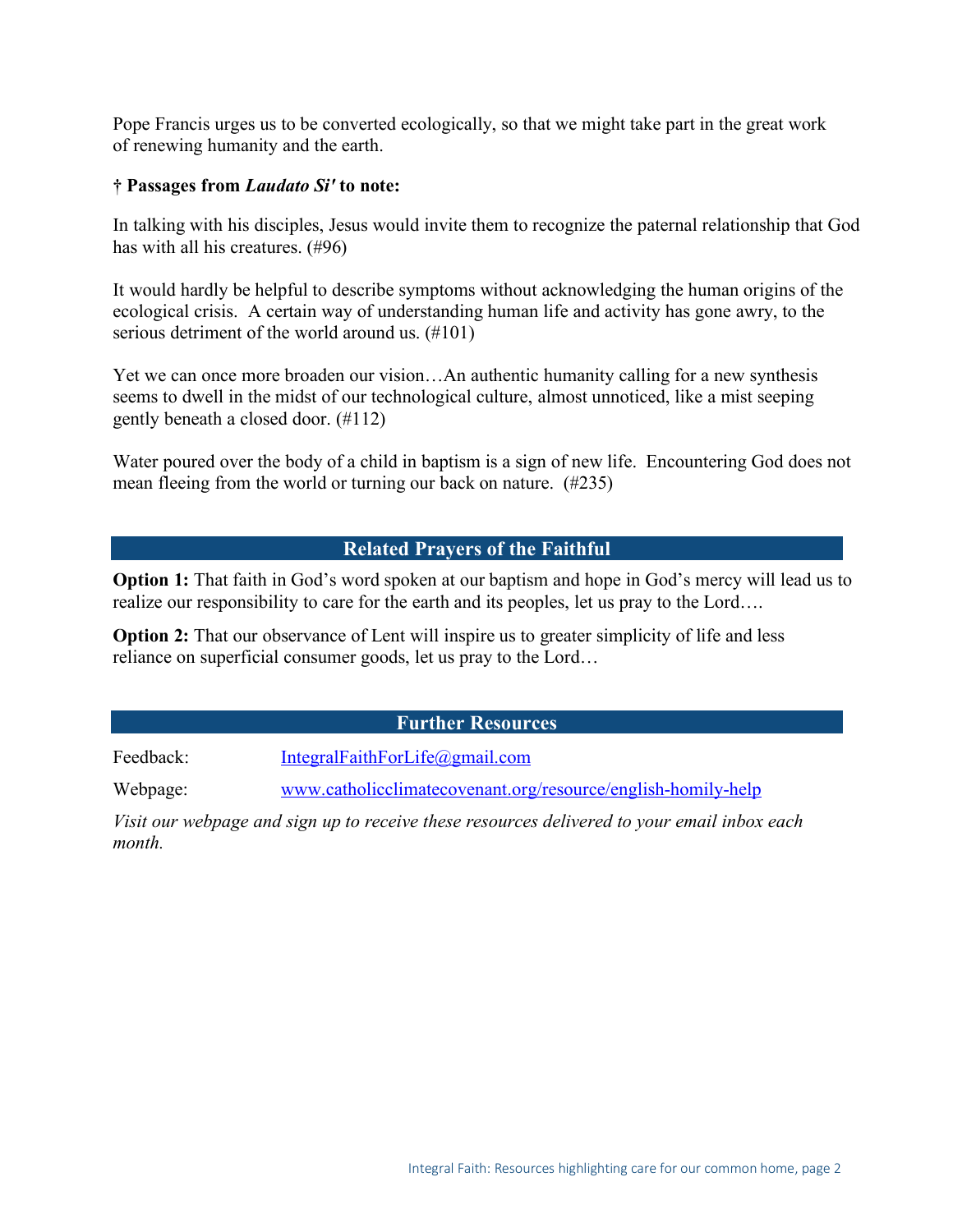Pope Francis urges us to be converted ecologically, so that we might take part in the great work of renewing humanity and the earth.

**† Passages from *Laudato Si'* to note:**

In talking with his disciples, Jesus would invite them to recognize the paternal relationship that God has with all his creatures. (#96)

It would hardly be helpful to describe symptoms without acknowledging the human origins of the ecological crisis. A certain way of understanding human life and activity has gone awry, to the serious detriment of the world around us. (#101)

Yet we can once more broaden our vision…An authentic humanity calling for a new synthesis seems to dwell in the midst of our technological culture, almost unnoticed, like a mist seeping gently beneath a closed door. (#112)

Water poured over the body of a child in baptism is a sign of new life. Encountering God does not mean fleeing from the world or turning our back on nature. (#235)

## Related Prayers of the Faithful

**Option 1:** That faith in God's word spoken at our baptism and hope in God's mercy will lead us to realize our responsibility to care for the earth and its peoples, let us pray to the Lord….

**Option 2:** That our observance of Lent will inspire us to greater simplicity of life and less reliance on superficial consumer goods, let us pray to the Lord…

## Further Resources

Feedback: IntegralFaithForLife@gmail.com

Webpage: www.catholicclimatecovenant.org/resource/english-homily-help

*Visit our webpage and sign up to receive these resources delivered to your email inbox each month.*